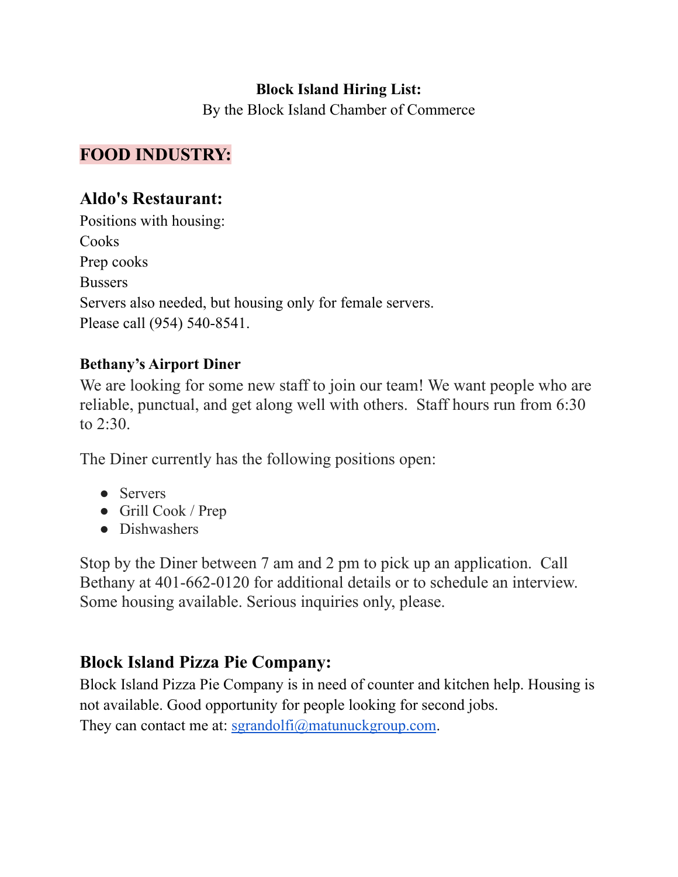**Block Island Hiring List:**

By the Block Island Chamber of Commerce

## FOOD INDUSTRY:

## Aldo's Restaurant:

Positions with housing:

Cooks

Prep cooks

Bussers

Servers also needed, but housing only for female servers.

Please call (954) 540-8541.

### Bethany's Airport Diner

We are looking for some new staff to join our team! We want people who are reliable, punctual, and get along well with others. Staff hours run from 6:30 to 2:30.

The Diner currently has the following positions open:

- Servers
- Grill Cook / Prep
- Dishwashers

Stop by the Diner between 7 am and 2 pm to pick up an application. Call Bethany at 401-662-0120 for additional details or to schedule an interview. Some housing available. Serious inquiries only, please.

## Block Island Pizza Pie Company:

Block Island Pizza Pie Company is in need of counter and kitchen help. Housing is not available. Good opportunity for people looking for second jobs.

They can contact me at: sgrandolfi@matunuckgroup.com.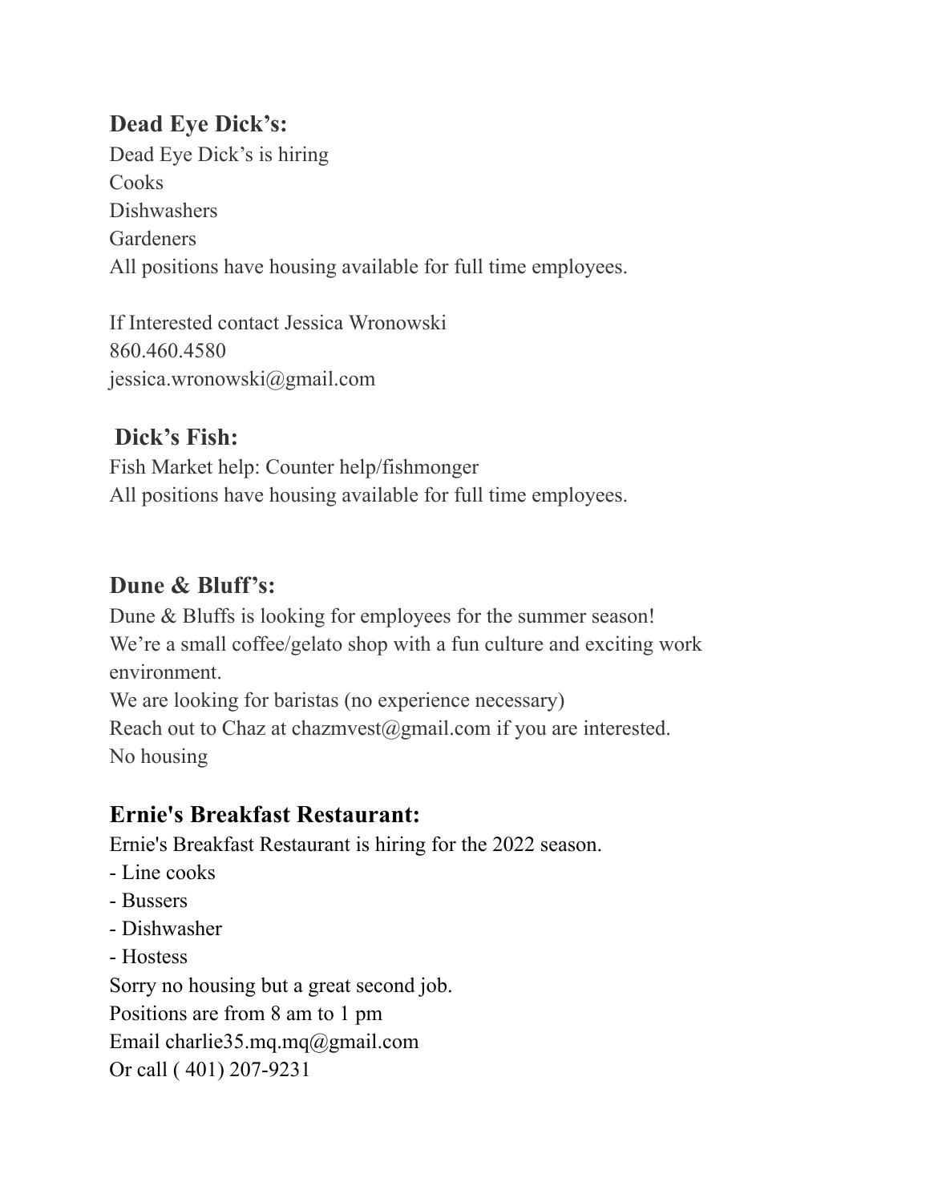## Dead Eye Dick's:

Dead Eye Dick's is hiring
Cooks
Dishwashers
Gardeners
All positions have housing available for full time employees.

If Interested contact Jessica Wronowski
860.460.4580
jessica.wronowski@gmail.com

## Dick's Fish:

Fish Market help: Counter help/fishmonger
All positions have housing available for full time employees.

## Dune & Bluff's:

Dune & Bluffs is looking for employees for the summer season!
We're a small coffee/gelato shop with a fun culture and exciting work environment.
We are looking for baristas (no experience necessary)
Reach out to Chaz at chazmvest@gmail.com if you are interested.
No housing

## Ernie's Breakfast Restaurant:

Ernie's Breakfast Restaurant is hiring for the 2022 season.

- Line cooks
- Bussers
- Dishwasher
- Hostess

Sorry no housing but a great second job.
Positions are from 8 am to 1 pm
Email charlie35.mq.mq@gmail.com
Or call ( 401) 207-9231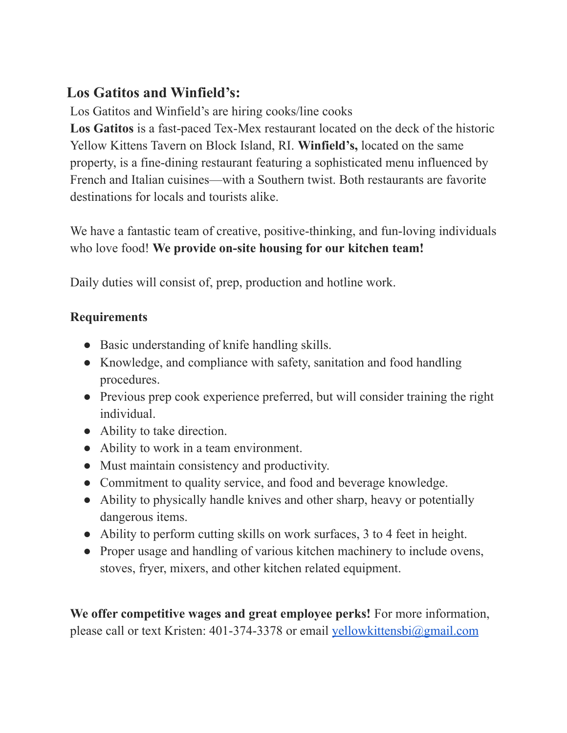## Los Gatitos and Winfield's:

Los Gatitos and Winfield's are hiring cooks/line cooks

**Los Gatitos** is a fast-paced Tex-Mex restaurant located on the deck of the historic Yellow Kittens Tavern on Block Island, RI. **Winfield's,** located on the same property, is a fine-dining restaurant featuring a sophisticated menu influenced by French and Italian cuisines—with a Southern twist. Both restaurants are favorite destinations for locals and tourists alike.

We have a fantastic team of creative, positive-thinking, and fun-loving individuals who love food! **We provide on-site housing for our kitchen team!**

Daily duties will consist of, prep, production and hotline work.

**Requirements**

- Basic understanding of knife handling skills.
- Knowledge, and compliance with safety, sanitation and food handling procedures.
- Previous prep cook experience preferred, but will consider training the right individual.
- Ability to take direction.
- Ability to work in a team environment.
- Must maintain consistency and productivity.
- Commitment to quality service, and food and beverage knowledge.
- Ability to physically handle knives and other sharp, heavy or potentially dangerous items.
- Ability to perform cutting skills on work surfaces, 3 to 4 feet in height.
- Proper usage and handling of various kitchen machinery to include ovens, stoves, fryer, mixers, and other kitchen related equipment.

**We offer competitive wages and great employee perks!** For more information, please call or text Kristen: 401-374-3378 or email yellowkittensbi@gmail.com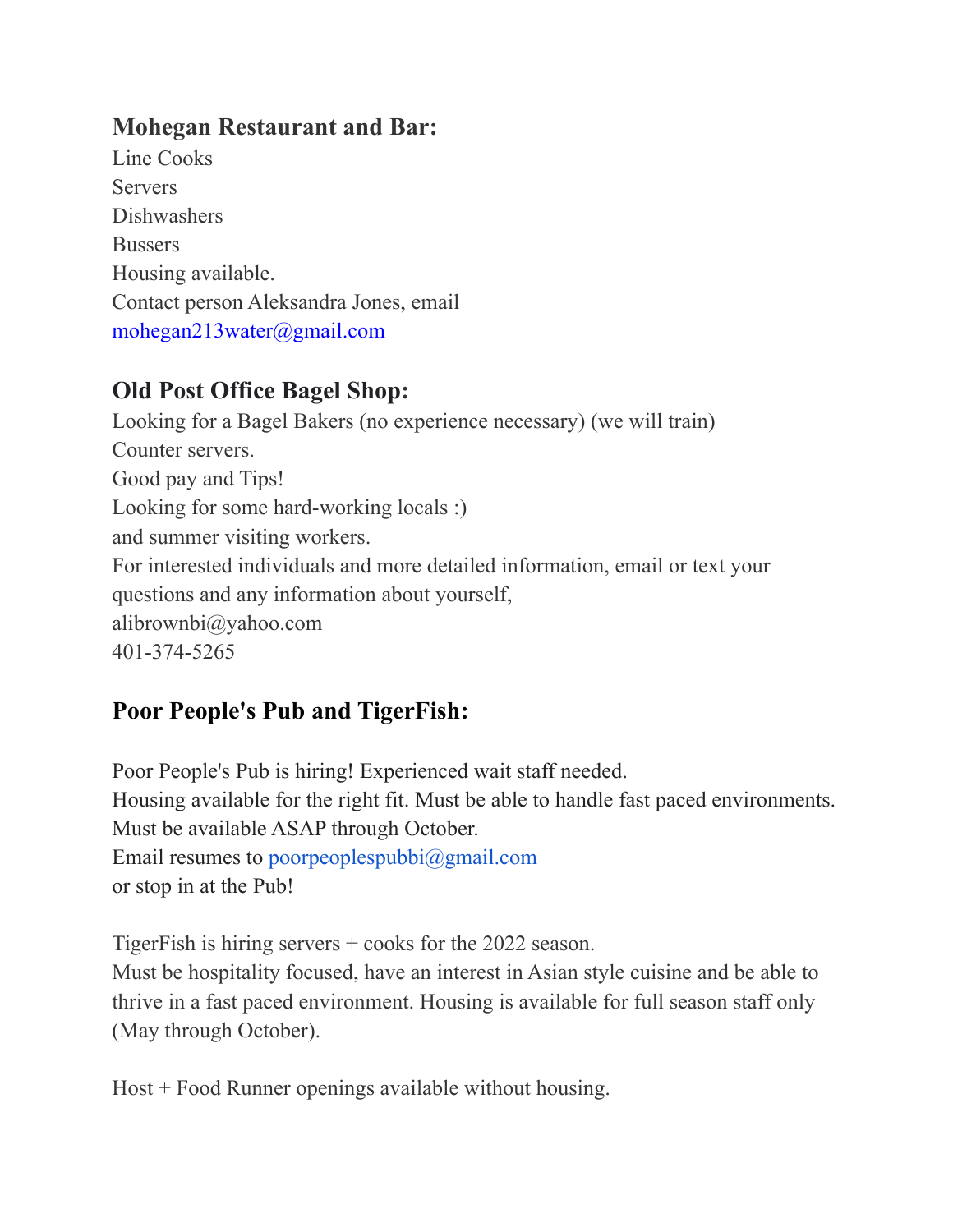## Mohegan Restaurant and Bar:

Line Cooks
Servers
Dishwashers
Bussers
Housing available.
Contact person Aleksandra Jones, email
mohegan213water@gmail.com

## Old Post Office Bagel Shop:

Looking for a Bagel Bakers (no experience necessary) (we will train)
Counter servers.
Good pay and Tips!
Looking for some hard-working locals :)
and summer visiting workers.
For interested individuals and more detailed information, email or text your questions and any information about yourself,
alibrownbi@yahoo.com
401-374-5265

## Poor People's Pub and TigerFish:

Poor People's Pub is hiring! Experienced wait staff needed.
Housing available for the right fit. Must be able to handle fast paced environments.
Must be available ASAP through October.
Email resumes to poorpeoplespubbi@gmail.com
or stop in at the Pub!

TigerFish is hiring servers + cooks for the 2022 season.
Must be hospitality focused, have an interest in Asian style cuisine and be able to thrive in a fast paced environment. Housing is available for full season staff only (May through October).

Host + Food Runner openings available without housing.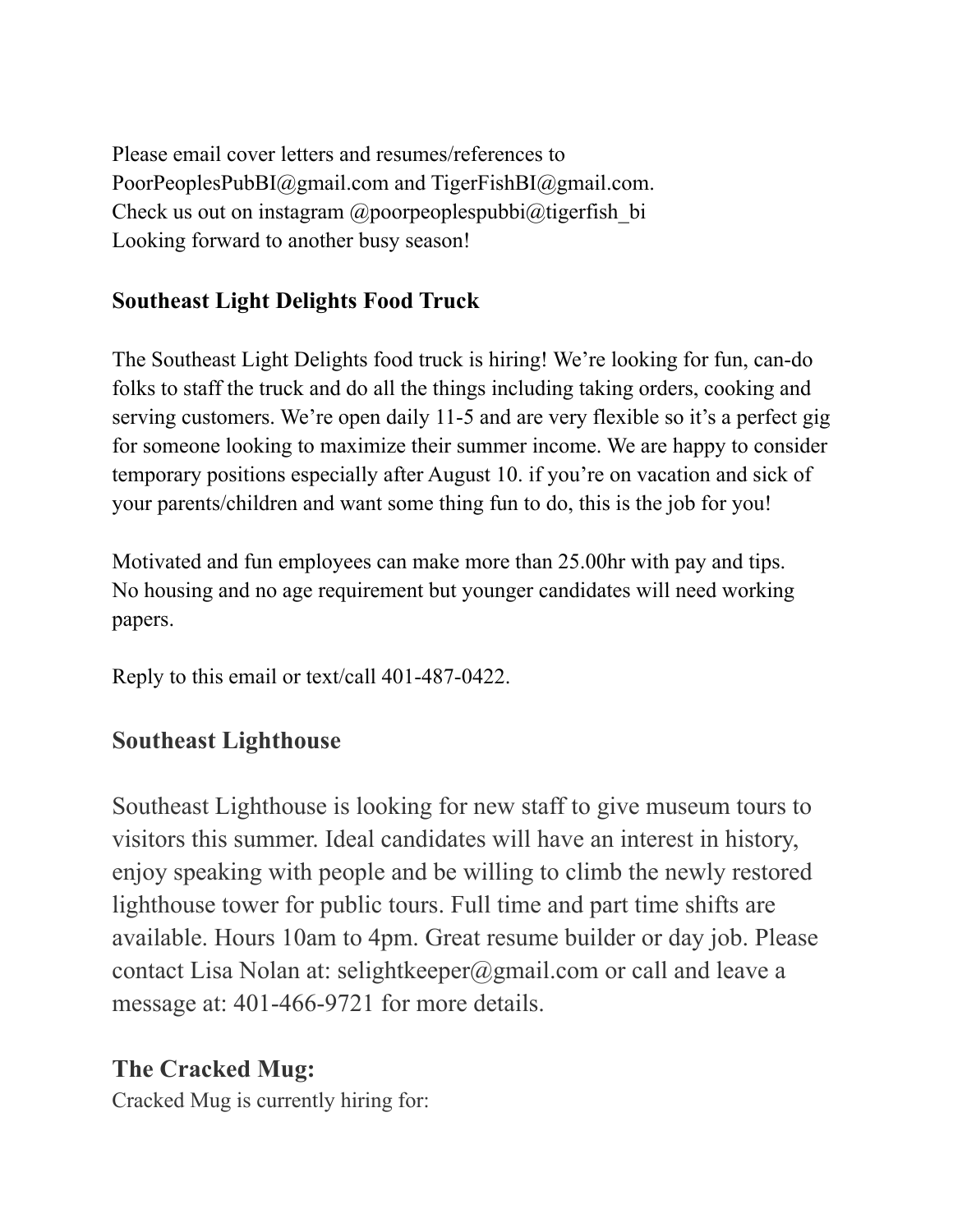Please email cover letters and resumes/references to PoorPeoplesPubBI@gmail.com and TigerFishBI@gmail.com.
Check us out on instagram @poorpeoplespubbi@tigerfish_bi
Looking forward to another busy season!

### Southeast Light Delights Food Truck

The Southeast Light Delights food truck is hiring! We're looking for fun, can-do folks to staff the truck and do all the things including taking orders, cooking and serving customers. We're open daily 11-5 and are very flexible so it's a perfect gig for someone looking to maximize their summer income. We are happy to consider temporary positions especially after August 10. if you're on vacation and sick of your parents/children and want some thing fun to do, this is the job for you!

Motivated and fun employees can make more than 25.00hr with pay and tips.
No housing and no age requirement but younger candidates will need working papers.

Reply to this email or text/call 401-487-0422.

### Southeast Lighthouse

Southeast Lighthouse is looking for new staff to give museum tours to visitors this summer. Ideal candidates will have an interest in history, enjoy speaking with people and be willing to climb the newly restored lighthouse tower for public tours. Full time and part time shifts are available. Hours 10am to 4pm. Great resume builder or day job. Please contact Lisa Nolan at: selightkeeper@gmail.com or call and leave a message at: 401-466-9721 for more details.

### The Cracked Mug:

Cracked Mug is currently hiring for: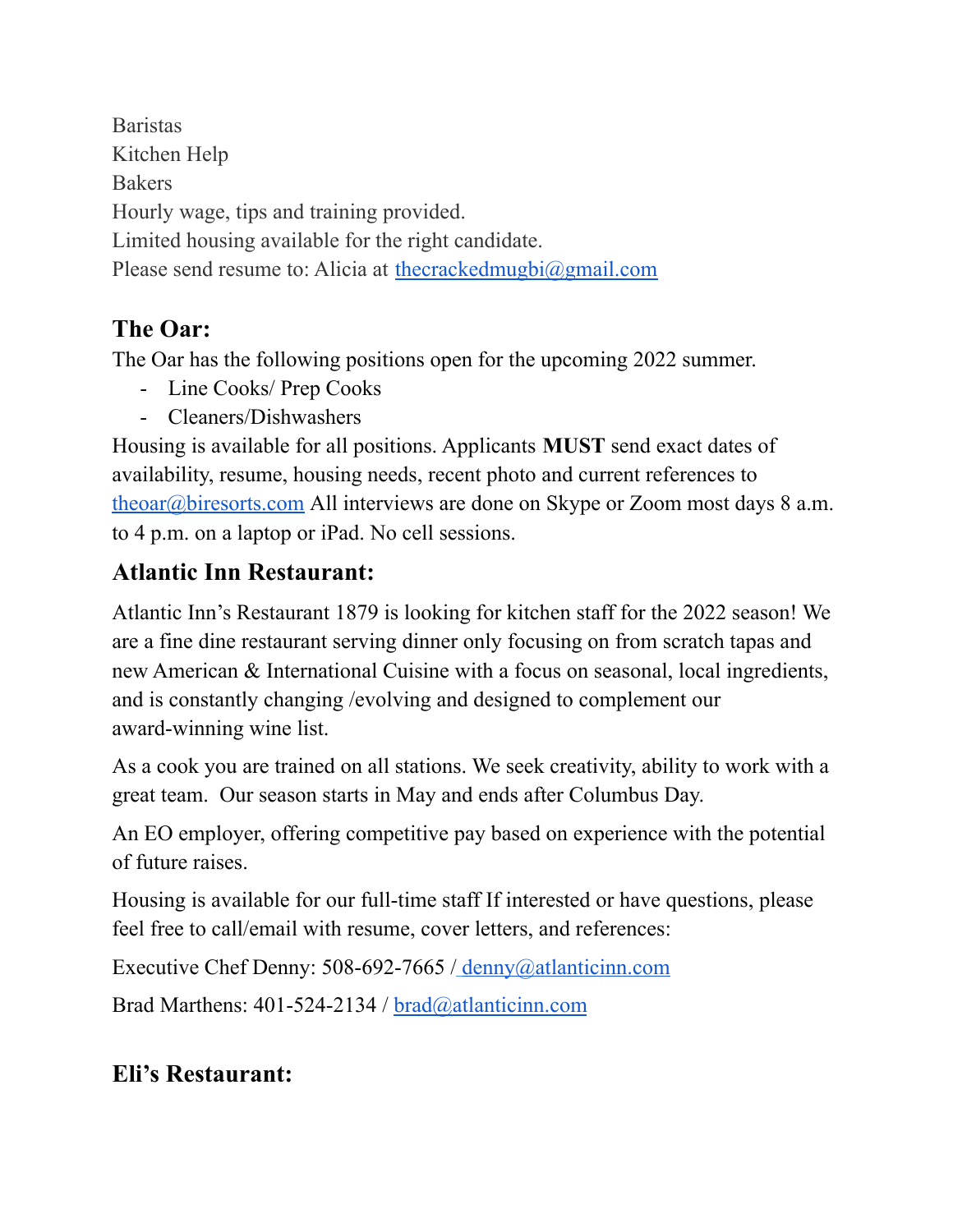Baristas
Kitchen Help
Bakers
Hourly wage, tips and training provided.
Limited housing available for the right candidate.
Please send resume to: Alicia at thecrackedmugbi@gmail.com

## The Oar:

The Oar has the following positions open for the upcoming 2022 summer.

- Line Cooks/ Prep Cooks
- Cleaners/Dishwashers

Housing is available for all positions. Applicants **MUST** send exact dates of availability, resume, housing needs, recent photo and current references to theoar@biresorts.com All interviews are done on Skype or Zoom most days 8 a.m. to 4 p.m. on a laptop or iPad. No cell sessions.

## Atlantic Inn Restaurant:

Atlantic Inn's Restaurant 1879 is looking for kitchen staff for the 2022 season! We are a fine dine restaurant serving dinner only focusing on from scratch tapas and new American & International Cuisine with a focus on seasonal, local ingredients, and is constantly changing /evolving and designed to complement our award-winning wine list.

As a cook you are trained on all stations. We seek creativity, ability to work with a great team. Our season starts in May and ends after Columbus Day.

An EO employer, offering competitive pay based on experience with the potential of future raises.

Housing is available for our full-time staff If interested or have questions, please feel free to call/email with resume, cover letters, and references:

Executive Chef Denny: 508-692-7665 / denny@atlanticinn.com

Brad Marthens: 401-524-2134 / brad@atlanticinn.com

## Eli's Restaurant: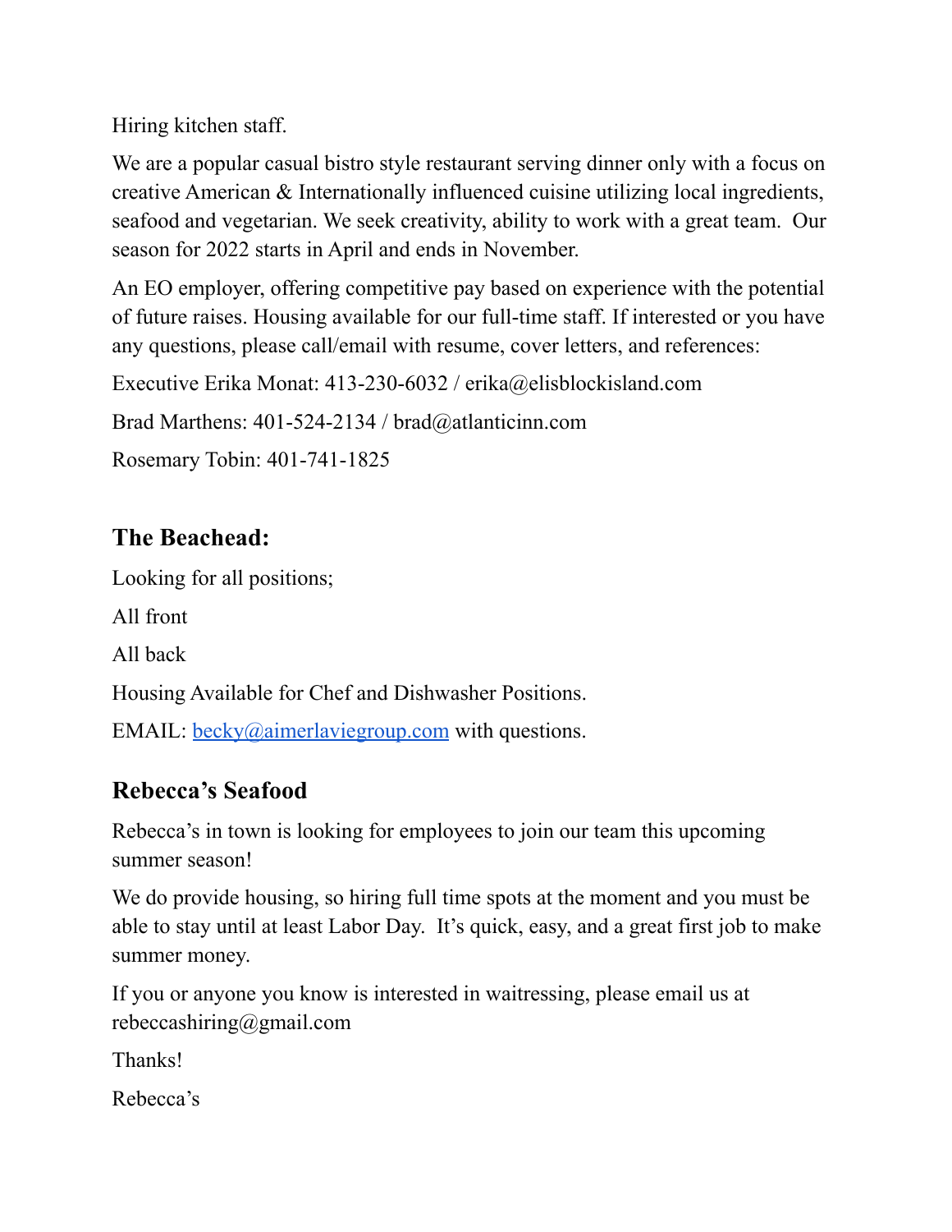Hiring kitchen staff.

We are a popular casual bistro style restaurant serving dinner only with a focus on creative American & Internationally influenced cuisine utilizing local ingredients, seafood and vegetarian. We seek creativity, ability to work with a great team. Our season for 2022 starts in April and ends in November.

An EO employer, offering competitive pay based on experience with the potential of future raises. Housing available for our full-time staff. If interested or you have any questions, please call/email with resume, cover letters, and references:

Executive Erika Monat: 413-230-6032 / erika@elisblockisland.com

Brad Marthens: 401-524-2134 / brad@atlanticinn.com

Rosemary Tobin: 401-741-1825

## The Beachead:

Looking for all positions;

All front

All back

Housing Available for Chef and Dishwasher Positions.

EMAIL: becky@aimerlaviegroup.com with questions.

## Rebecca's Seafood

Rebecca's in town is looking for employees to join our team this upcoming summer season!

We do provide housing, so hiring full time spots at the moment and you must be able to stay until at least Labor Day. It's quick, easy, and a great first job to make summer money.

If you or anyone you know is interested in waitressing, please email us at rebeccashiring@gmail.com

Thanks!

Rebecca's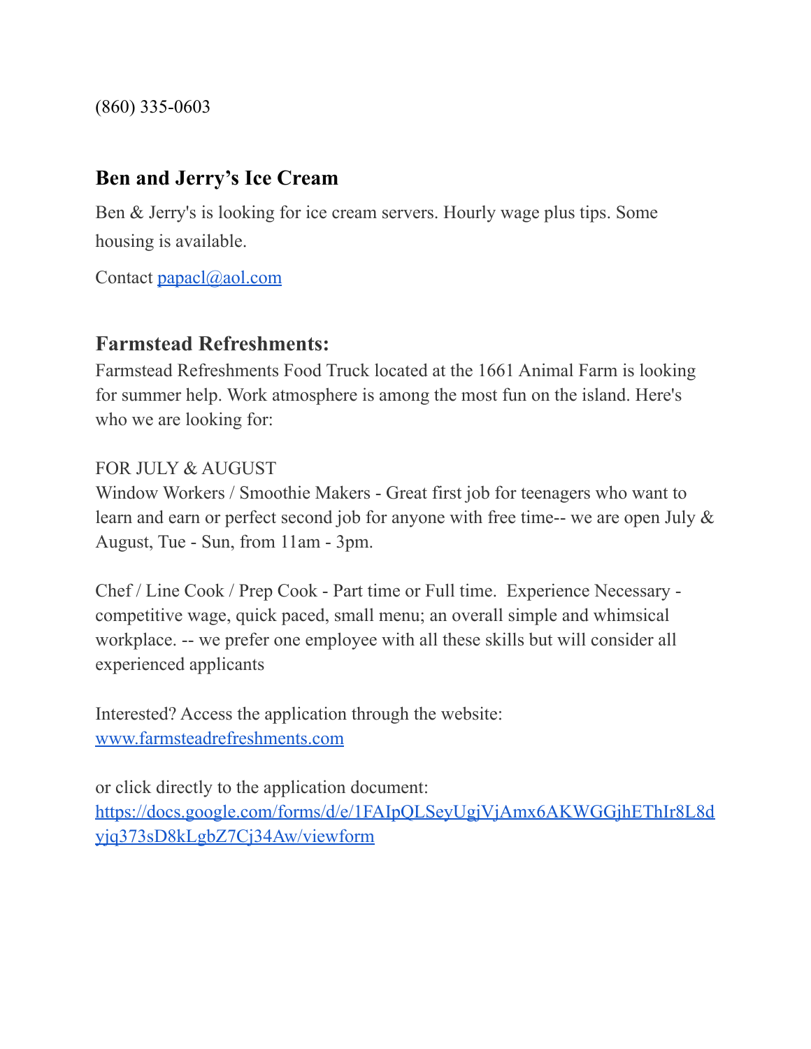(860) 335-0603

### Ben and Jerry's Ice Cream

Ben & Jerry's is looking for ice cream servers. Hourly wage plus tips. Some housing is available.

Contact [papacl@aol.com](mailto:papacl@aol.com)

### Farmstead Refreshments:

Farmstead Refreshments Food Truck located at the 1661 Animal Farm is looking for summer help. Work atmosphere is among the most fun on the island. Here's who we are looking for:

FOR JULY & AUGUST
Window Workers / Smoothie Makers - Great first job for teenagers who want to learn and earn or perfect second job for anyone with free time-- we are open July & August, Tue - Sun, from 11am - 3pm.

Chef / Line Cook / Prep Cook - Part time or Full time. Experience Necessary - competitive wage, quick paced, small menu; an overall simple and whimsical workplace. -- we prefer one employee with all these skills but will consider all experienced applicants

Interested? Access the application through the website:
[www.farmsteadrefreshments.com](http://www.farmsteadrefreshments.com)

or click directly to the application document:
[https://docs.google.com/forms/d/e/1FAIpQLSeyUgjVjAmx6AKWGGjhEThIr8L8dyjq373sD8kLgbZ7Cj34Aw/viewform](https://docs.google.com/forms/d/e/1FAIpQLSeyUgjVjAmx6AKWGGjhEThIr8L8dyjq373sD8kLgbZ7Cj34Aw/viewform)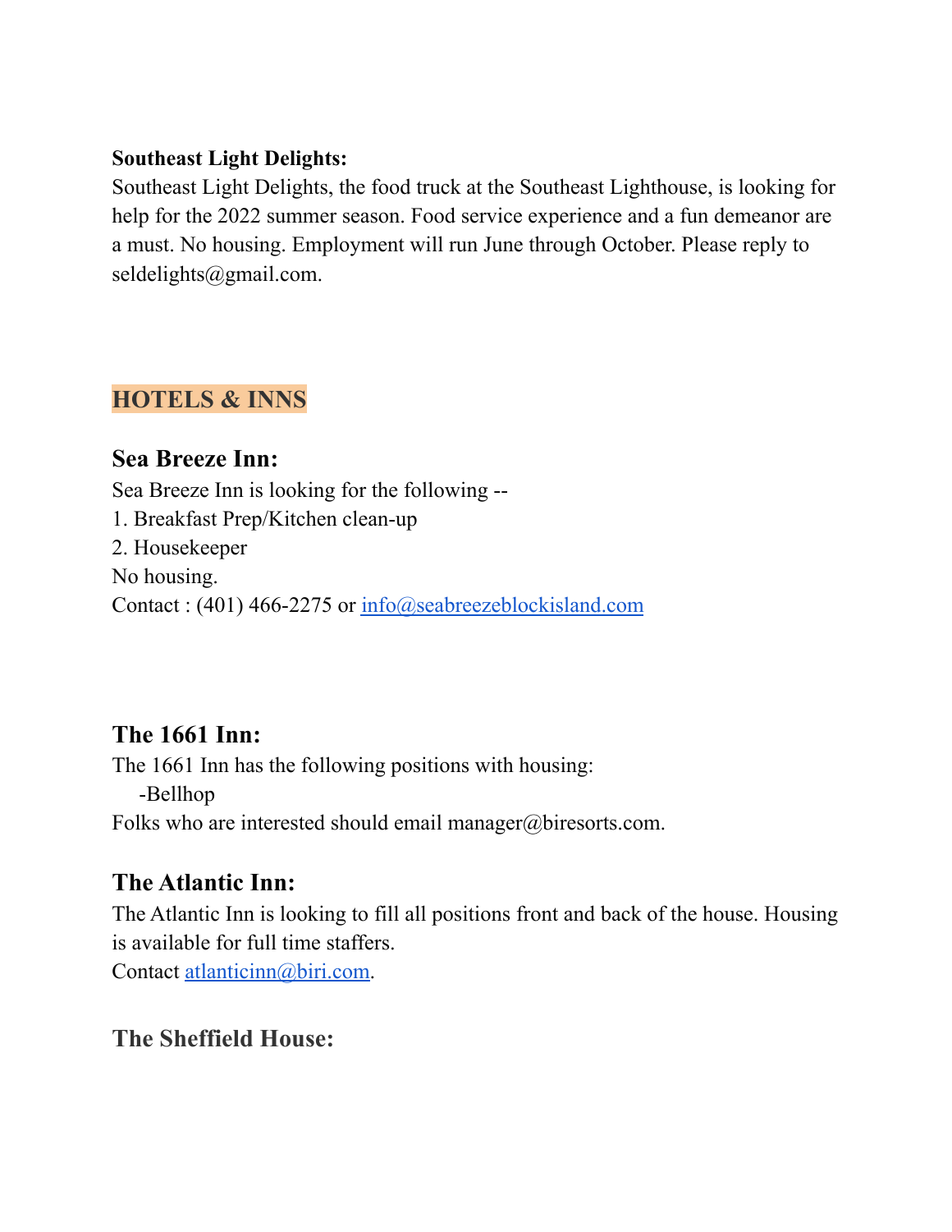**Southeast Light Delights:**
Southeast Light Delights, the food truck at the Southeast Lighthouse, is looking for help for the 2022 summer season. Food service experience and a fun demeanor are a must. No housing. Employment will run June through October. Please reply to seldelights@gmail.com.

## HOTELS & INNS

### Sea Breeze Inn:

Sea Breeze Inn is looking for the following --
1. Breakfast Prep/Kitchen clean-up
2. Housekeeper

No housing.
Contact : (401) 466-2275 or info@seabreezeblockisland.com

### The 1661 Inn:

The 1661 Inn has the following positions with housing:
- Bellhop

Folks who are interested should email manager@biresorts.com.

### The Atlantic Inn:

The Atlantic Inn is looking to fill all positions front and back of the house. Housing is available for full time staffers.
Contact atlanticinn@biri.com.

### The Sheffield House: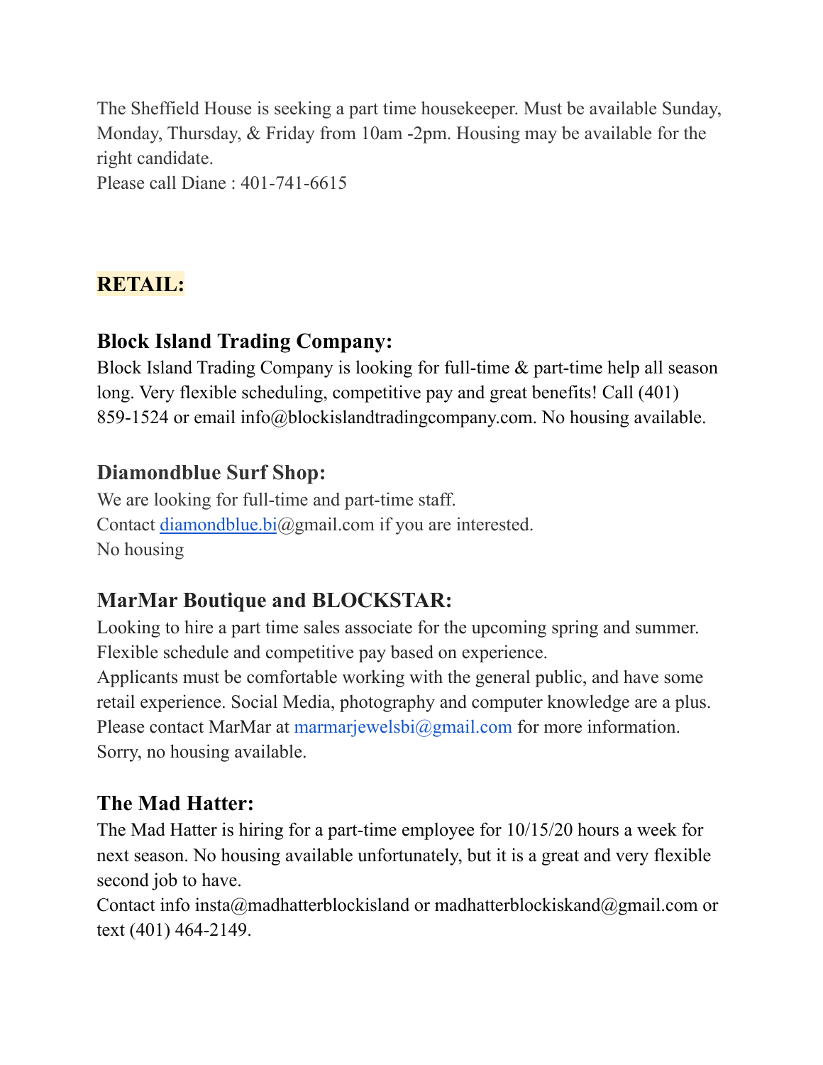The Sheffield House is seeking a part time housekeeper. Must be available Sunday, Monday, Thursday, & Friday from 10am -2pm. Housing may be available for the right candidate.
Please call Diane : 401-741-6615

## RETAIL:

### Block Island Trading Company:

Block Island Trading Company is looking for full-time & part-time help all season long. Very flexible scheduling, competitive pay and great benefits! Call (401) 859-1524 or email info@blockislandtradingcompany.com. No housing available.

### Diamondblue Surf Shop:

We are looking for full-time and part-time staff.
Contact diamondblue.bi@gmail.com if you are interested.
No housing

### MarMar Boutique and BLOCKSTAR:

Looking to hire a part time sales associate for the upcoming spring and summer. Flexible schedule and competitive pay based on experience.
Applicants must be comfortable working with the general public, and have some retail experience. Social Media, photography and computer knowledge are a plus.
Please contact MarMar at marmarjewelsbi@gmail.com for more information.
Sorry, no housing available.

### The Mad Hatter:

The Mad Hatter is hiring for a part-time employee for 10/15/20 hours a week for next season. No housing available unfortunately, but it is a great and very flexible second job to have.
Contact info insta@madhatterblockisland or madhatterblockiskand@gmail.com or text (401) 464-2149.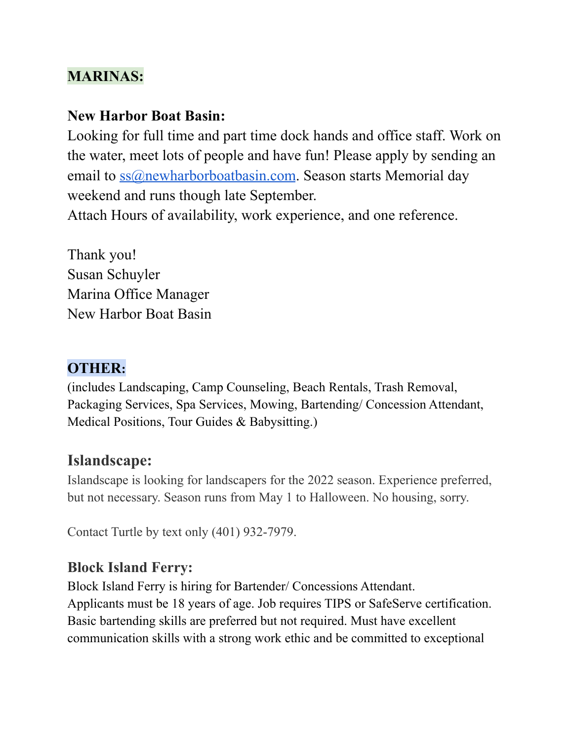## MARINAS:

**New Harbor Boat Basin:**

Looking for full time and part time dock hands and office staff. Work on the water, meet lots of people and have fun! Please apply by sending an email to ss@newharborboatbasin.com. Season starts Memorial day weekend and runs though late September.
Attach Hours of availability, work experience, and one reference.

Thank you!
Susan Schuyler
Marina Office Manager
New Harbor Boat Basin

## OTHER:

(includes Landscaping, Camp Counseling, Beach Rentals, Trash Removal, Packaging Services, Spa Services, Mowing, Bartending/ Concession Attendant, Medical Positions, Tour Guides & Babysitting.)

### Islandscape:

Islandscape is looking for landscapers for the 2022 season. Experience preferred, but not necessary. Season runs from May 1 to Halloween. No housing, sorry.

Contact Turtle by text only (401) 932-7979.

### Block Island Ferry:

Block Island Ferry is hiring for Bartender/ Concessions Attendant.
Applicants must be 18 years of age. Job requires TIPS or SafeServe certification. Basic bartending skills are preferred but not required. Must have excellent communication skills with a strong work ethic and be committed to exceptional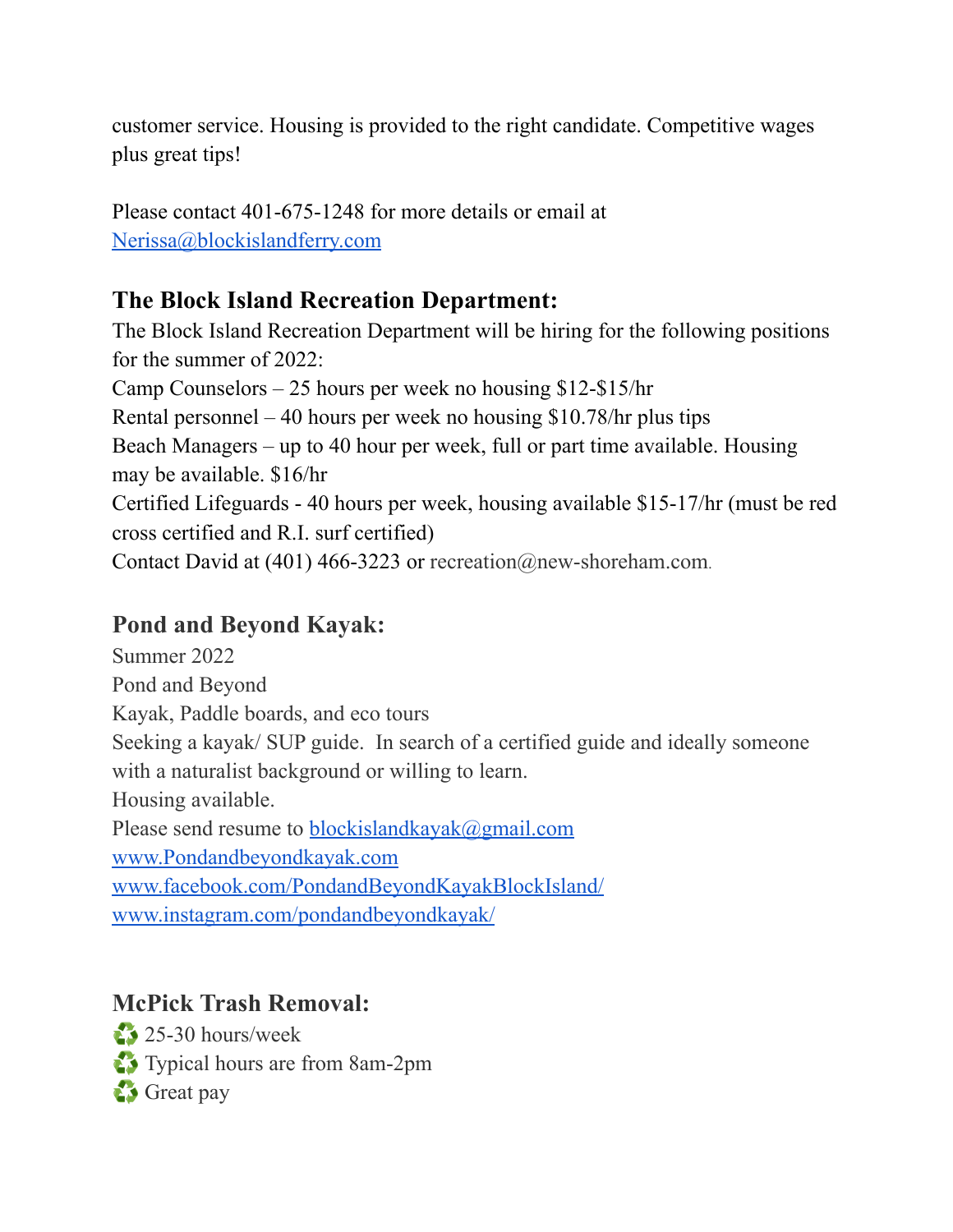customer service. Housing is provided to the right candidate. Competitive wages plus great tips!

Please contact 401-675-1248 for more details or email at [Nerissa@blockislandferry.com](mailto:Nerissa@blockislandferry.com)

### The Block Island Recreation Department:

The Block Island Recreation Department will be hiring for the following positions for the summer of 2022:
Camp Counselors – 25 hours per week no housing $12-$15/hr
Rental personnel – 40 hours per week no housing $10.78/hr plus tips
Beach Managers – up to 40 hour per week, full or part time available. Housing may be available. $16/hr
Certified Lifeguards - 40 hours per week, housing available $15-17/hr (must be red cross certified and R.I. surf certified)
Contact David at (401) 466-3223 or recreation@new-shoreham.com.

### Pond and Beyond Kayak:

Summer 2022
Pond and Beyond
Kayak, Paddle boards, and eco tours
Seeking a kayak/ SUP guide. In search of a certified guide and ideally someone with a naturalist background or willing to learn.
Housing available.
Please send resume to [blockislandkayak@gmail.com](mailto:blockislandkayak@gmail.com)
[www.Pondandbeyondkayak.com](http://www.Pondandbeyondkayak.com)
[www.facebook.com/PondandBeyondKayakBlockIsland/](http://www.facebook.com/PondandBeyondKayakBlockIsland/)
[www.instagram.com/pondandbeyondkayak/](http://www.instagram.com/pondandbeyondkayak/)

### McPick Trash Removal:

♻️ 25-30 hours/week
♻️ Typical hours are from 8am-2pm
♻️ Great pay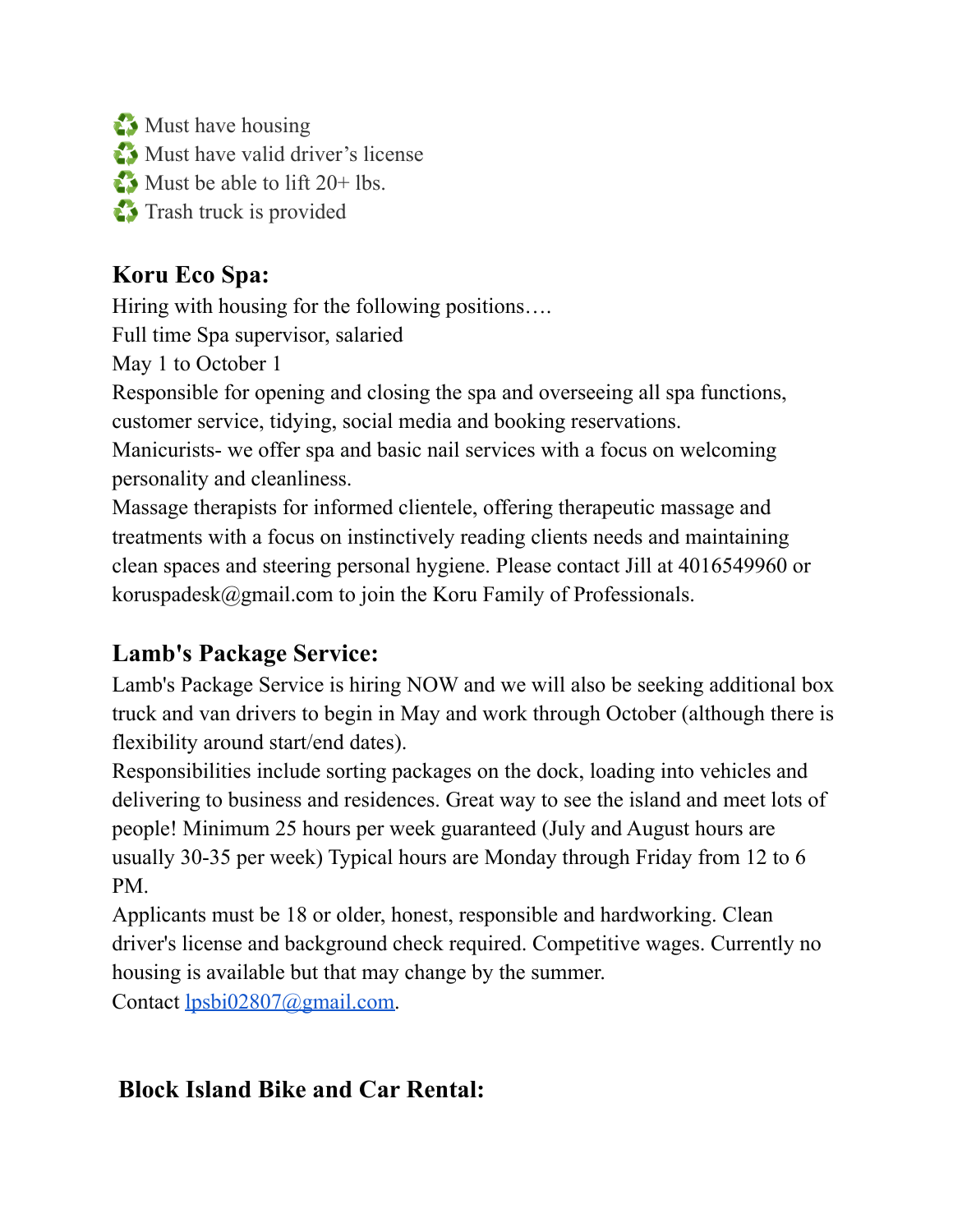♻️ Must have housing
♻️ Must have valid driver's license
♻️ Must be able to lift 20+ lbs.
♻️ Trash truck is provided

## Koru Eco Spa:

Hiring with housing for the following positions….
Full time Spa supervisor, salaried
May 1 to October 1
Responsible for opening and closing the spa and overseeing all spa functions, customer service, tidying, social media and booking reservations.
Manicurists- we offer spa and basic nail services with a focus on welcoming personality and cleanliness.
Massage therapists for informed clientele, offering therapeutic massage and treatments with a focus on instinctively reading clients needs and maintaining clean spaces and steering personal hygiene. Please contact Jill at 4016549960 or koruspadesk@gmail.com to join the Koru Family of Professionals.

## Lamb's Package Service:

Lamb's Package Service is hiring NOW and we will also be seeking additional box truck and van drivers to begin in May and work through October (although there is flexibility around start/end dates).
Responsibilities include sorting packages on the dock, loading into vehicles and delivering to business and residences. Great way to see the island and meet lots of people! Minimum 25 hours per week guaranteed (July and August hours are usually 30-35 per week) Typical hours are Monday through Friday from 12 to 6 PM.
Applicants must be 18 or older, honest, responsible and hardworking. Clean driver's license and background check required. Competitive wages. Currently no housing is available but that may change by the summer.
Contact lpsbi02807@gmail.com.

## Block Island Bike and Car Rental: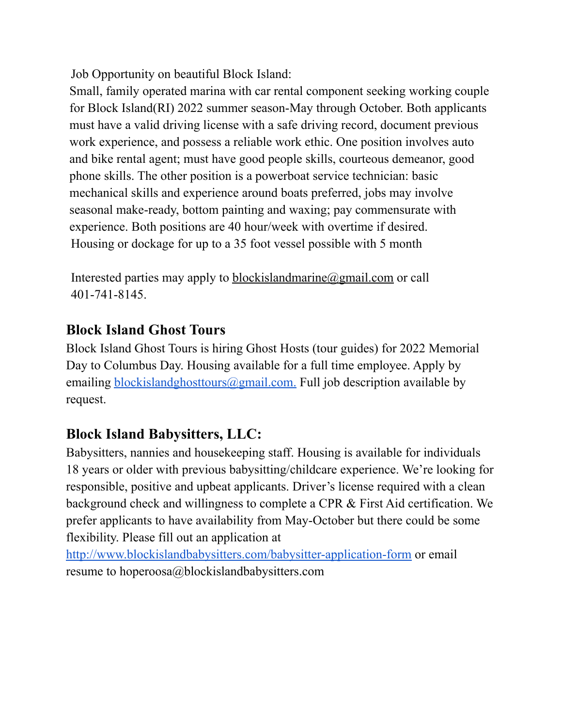Job Opportunity on beautiful Block Island:

Small, family operated marina with car rental component seeking working couple for Block Island(RI) 2022 summer season-May through October. Both applicants must have a valid driving license with a safe driving record, document previous work experience, and possess a reliable work ethic. One position involves auto and bike rental agent; must have good people skills, courteous demeanor, good phone skills. The other position is a powerboat service technician: basic mechanical skills and experience around boats preferred, jobs may involve seasonal make-ready, bottom painting and waxing; pay commensurate with experience. Both positions are 40 hour/week with overtime if desired. Housing or dockage for up to a 35 foot vessel possible with 5 month

Interested parties may apply to blockislandmarine@gmail.com or call 401-741-8145.

## Block Island Ghost Tours

Block Island Ghost Tours is hiring Ghost Hosts (tour guides) for 2022 Memorial Day to Columbus Day. Housing available for a full time employee. Apply by emailing blockislandghosttours@gmail.com. Full job description available by request.

## Block Island Babysitters, LLC:

Babysitters, nannies and housekeeping staff. Housing is available for individuals 18 years or older with previous babysitting/childcare experience. We're looking for responsible, positive and upbeat applicants. Driver's license required with a clean background check and willingness to complete a CPR & First Aid certification. We prefer applicants to have availability from May-October but there could be some flexibility. Please fill out an application at http://www.blockislandbabysitters.com/babysitter-application-form or email resume to hoperoosa@blockislandbabysitters.com